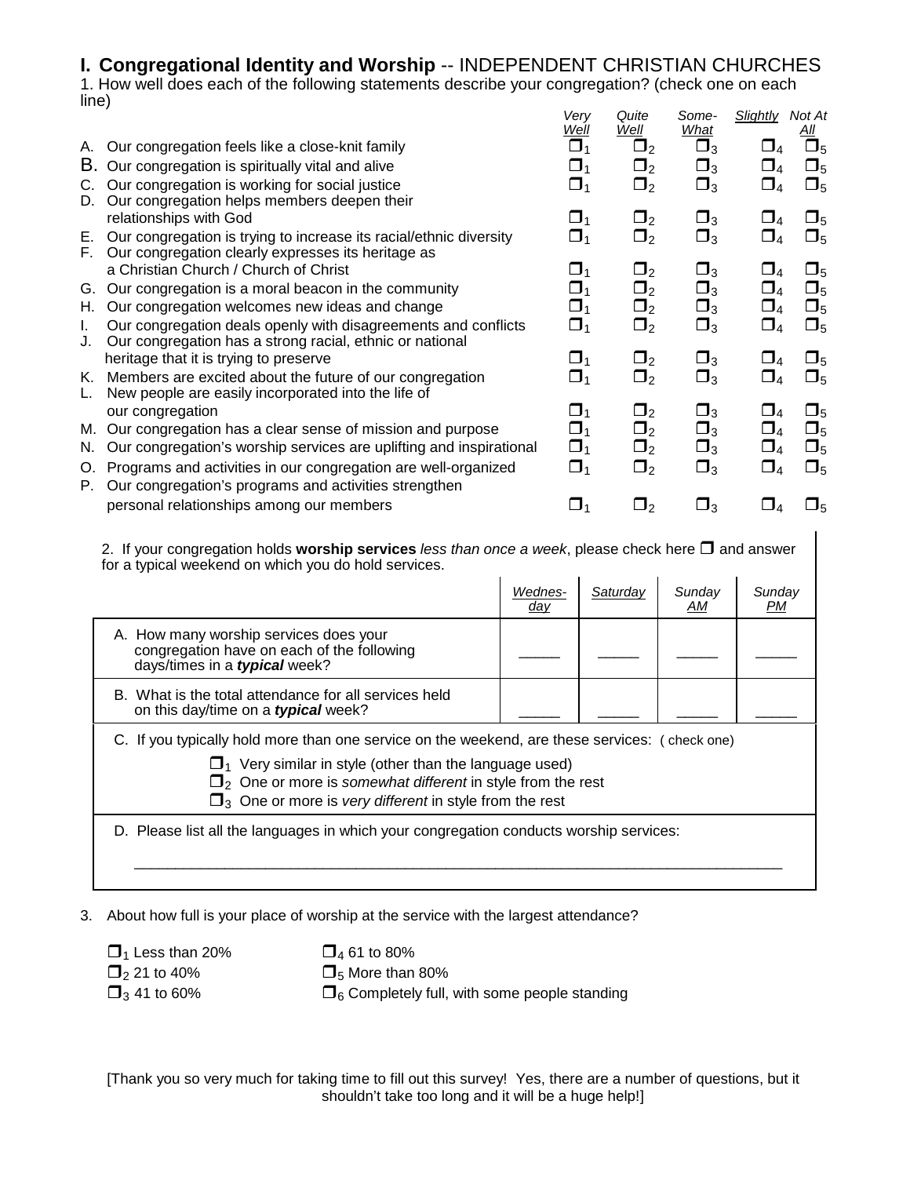## I. Congregational Identity and Worship -- INDEPENDENT CHRISTIAN CHURCHES

1. How well does each of the following statements describe your congregation? (check one on each line)

| | Very Well | Quite Well | Some-What | Slightly | Not At All |
|---|---|---|---|---|---|
| A. Our congregation feels like a close-knit family | ❒1 | ❒2 | ❒3 | ❒4 | ❒5 |
| B. Our congregation is spiritually vital and alive | ❒1 | ❒2 | ❒3 | ❒4 | ❒5 |
| C. Our congregation is working for social justice | ❒1 | ❒2 | ❒3 | ❒4 | ❒5 |
| D. Our congregation helps members deepen their relationships with God | ❒1 | ❒2 | ❒3 | ❒4 | ❒5 |
| E. Our congregation is trying to increase its racial/ethnic diversity | ❒1 | ❒2 | ❒3 | ❒4 | ❒5 |
| F. Our congregation clearly expresses its heritage as a Christian Church / Church of Christ | ❒1 | ❒2 | ❒3 | ❒4 | ❒5 |
| G. Our congregation is a moral beacon in the community | ❒1 | ❒2 | ❒3 | ❒4 | ❒5 |
| H. Our congregation welcomes new ideas and change | ❒1 | ❒2 | ❒3 | ❒4 | ❒5 |
| I. Our congregation deals openly with disagreements and conflicts | ❒1 | ❒2 | ❒3 | ❒4 | ❒5 |
| J. Our congregation has a strong racial, ethnic or national heritage that it is trying to preserve | ❒1 | ❒2 | ❒3 | ❒4 | ❒5 |
| K. Members are excited about the future of our congregation | ❒1 | ❒2 | ❒3 | ❒4 | ❒5 |
| L. New people are easily incorporated into the life of our congregation | ❒1 | ❒2 | ❒3 | ❒4 | ❒5 |
| M. Our congregation has a clear sense of mission and purpose | ❒1 | ❒2 | ❒3 | ❒4 | ❒5 |
| N. Our congregation's worship services are uplifting and inspirational | ❒1 | ❒2 | ❒3 | ❒4 | ❒5 |
| O. Programs and activities in our congregation are well-organized | ❒1 | ❒2 | ❒3 | ❒4 | ❒5 |
| P. Our congregation's programs and activities strengthen personal relationships among our members | ❒1 | ❒2 | ❒3 | ❒4 | ❒5 |

2. If your congregation holds **worship services** *less than once a week*, please check here ❒ and answer for a typical weekend on which you do hold services.

| | Wednes-day | Saturday | Sunday AM | Sunday PM |
|---|---|---|---|---|
| A. How many worship services does your congregation have on each of the following days/times in a ***typical*** week? | _____ | _____ | _____ | _____ |
| B. What is the total attendance for all services held on this day/time on a ***typical*** week? | _____ | _____ | _____ | _____ |

C. If you typically hold more than one service on the weekend, are these services: ( check one)

- ❒1 Very similar in style (other than the language used)
- ❒2 One or more is *somewhat different* in style from the rest
- ❒3 One or more is *very different* in style from the rest

D. Please list all the languages in which your congregation conducts worship services:

_______________________________________________________________________________

3. About how full is your place of worship at the service with the largest attendance?

- ❒1 Less than 20%
- ❒2 21 to 40%
- ❒3 41 to 60%
- ❒4 61 to 80%
- ❒5 More than 80%
- ❒6 Completely full, with some people standing

[Thank you so very much for taking time to fill out this survey! Yes, there are a number of questions, but it shouldn't take too long and it will be a huge help!]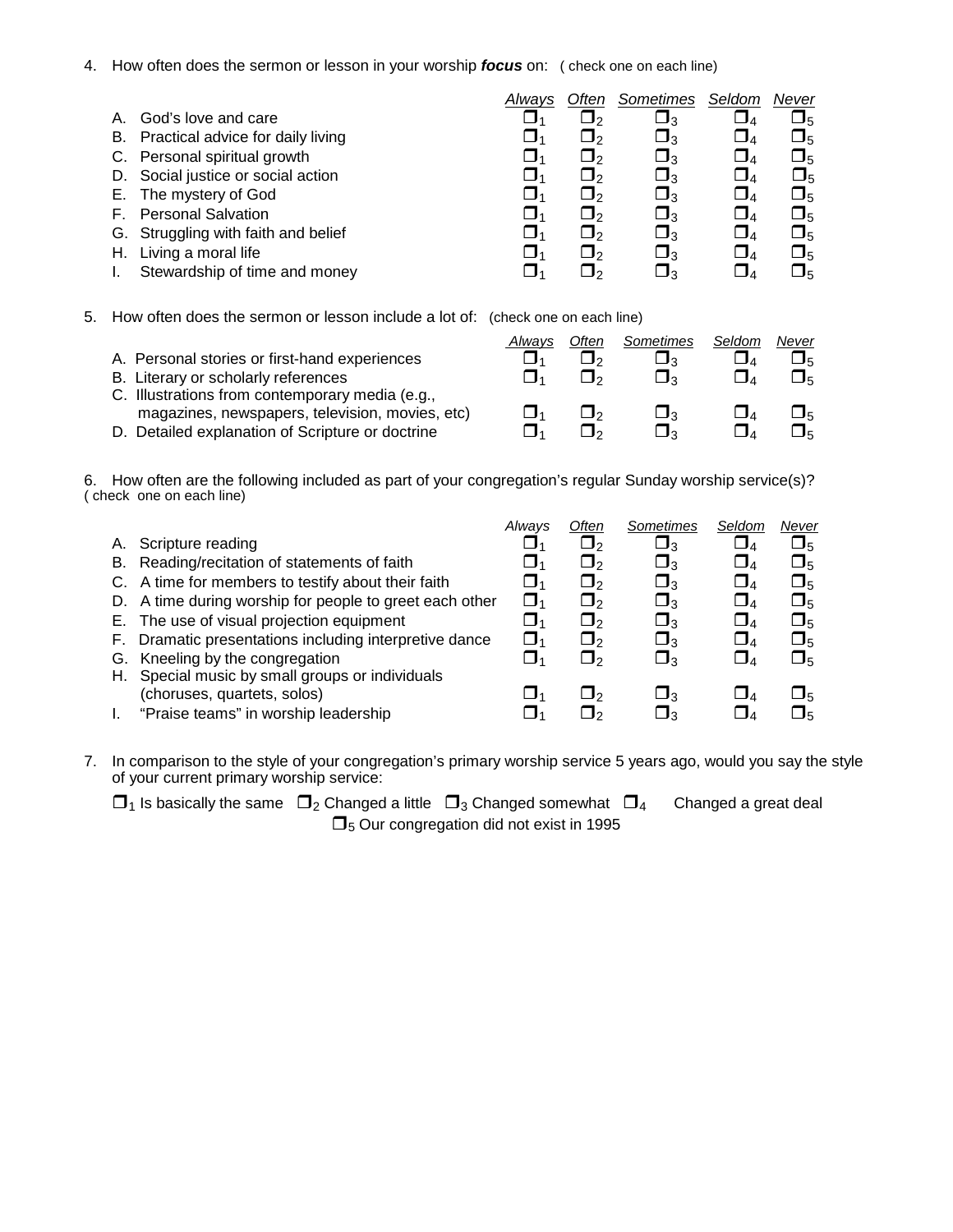4. How often does the sermon or lesson in your worship ***focus*** on: ( check one on each line)

| | *Always* | *Often* | *Sometimes* | *Seldom* | *Never* |
|---|---|---|---|---|---|
| A. God's love and care | ❒1 | ❒2 | ❒3 | ❒4 | ❒5 |
| B. Practical advice for daily living | ❒1 | ❒2 | ❒3 | ❒4 | ❒5 |
| C. Personal spiritual growth | ❒1 | ❒2 | ❒3 | ❒4 | ❒5 |
| D. Social justice or social action | ❒1 | ❒2 | ❒3 | ❒4 | ❒5 |
| E. The mystery of God | ❒1 | ❒2 | ❒3 | ❒4 | ❒5 |
| F. Personal Salvation | ❒1 | ❒2 | ❒3 | ❒4 | ❒5 |
| G. Struggling with faith and belief | ❒1 | ❒2 | ❒3 | ❒4 | ❒5 |
| H. Living a moral life | ❒1 | ❒2 | ❒3 | ❒4 | ❒5 |
| I. Stewardship of time and money | ❒1 | ❒2 | ❒3 | ❒4 | ❒5 |

5. How often does the sermon or lesson include a lot of: (check one on each line)

| | *Always* | *Often* | *Sometimes* | *Seldom* | *Never* |
|---|---|---|---|---|---|
| A. Personal stories or first-hand experiences | ❒1 | ❒2 | ❒3 | ❒4 | ❒5 |
| B. Literary or scholarly references | ❒1 | ❒2 | ❒3 | ❒4 | ❒5 |
| C. Illustrations from contemporary media (e.g., magazines, newspapers, television, movies, etc) | ❒1 | ❒2 | ❒3 | ❒4 | ❒5 |
| D. Detailed explanation of Scripture or doctrine | ❒1 | ❒2 | ❒3 | ❒4 | ❒5 |

6. How often are the following included as part of your congregation's regular Sunday worship service(s)? ( check one on each line)

| | *Always* | *Often* | *Sometimes* | *Seldom* | *Never* |
|---|---|---|---|---|---|
| A. Scripture reading | ❒1 | ❒2 | ❒3 | ❒4 | ❒5 |
| B. Reading/recitation of statements of faith | ❒1 | ❒2 | ❒3 | ❒4 | ❒5 |
| C. A time for members to testify about their faith | ❒1 | ❒2 | ❒3 | ❒4 | ❒5 |
| D. A time during worship for people to greet each other | ❒1 | ❒2 | ❒3 | ❒4 | ❒5 |
| E. The use of visual projection equipment | ❒1 | ❒2 | ❒3 | ❒4 | ❒5 |
| F. Dramatic presentations including interpretive dance | ❒1 | ❒2 | ❒3 | ❒4 | ❒5 |
| G. Kneeling by the congregation | ❒1 | ❒2 | ❒3 | ❒4 | ❒5 |
| H. Special music by small groups or individuals (choruses, quartets, solos) | ❒1 | ❒2 | ❒3 | ❒4 | ❒5 |
| I. "Praise teams" in worship leadership | ❒1 | ❒2 | ❒3 | ❒4 | ❒5 |

7. In comparison to the style of your congregation's primary worship service 5 years ago, would you say the style of your current primary worship service:

❒1 Is basically the same ❒2 Changed a little ❒3 Changed somewhat ❒4 Changed a great deal
❒5 Our congregation did not exist in 1995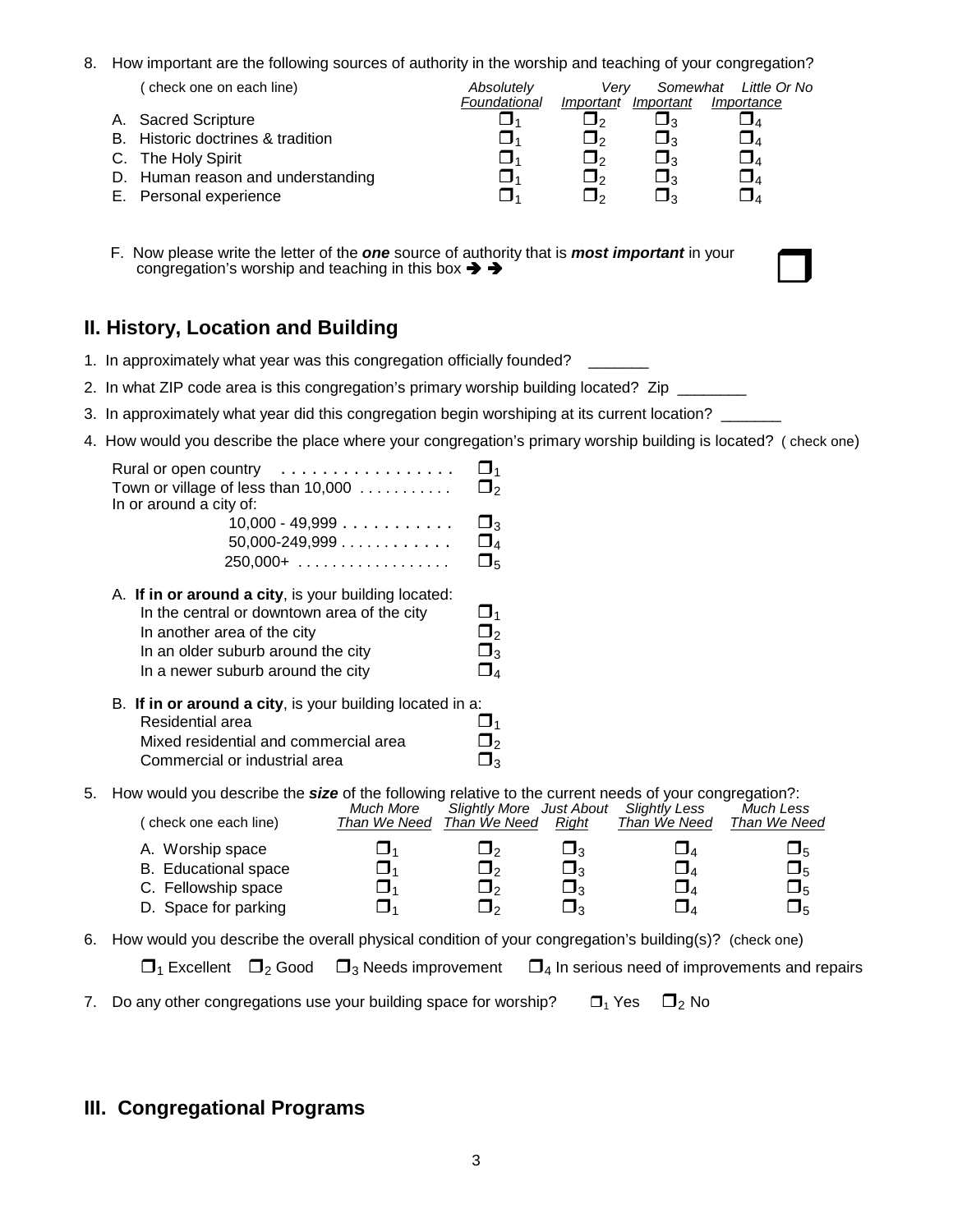8. How important are the following sources of authority in the worship and teaching of your congregation?

| ( check one on each line) | Absolutely Foundational | Very Important | Somewhat Important | Little Or No Importance |
|---|---|---|---|---|
| A. Sacred Scripture | ❒1 | ❒2 | ❒3 | ❒4 |
| B. Historic doctrines & tradition | ❒1 | ❒2 | ❒3 | ❒4 |
| C. The Holy Spirit | ❒1 | ❒2 | ❒3 | ❒4 |
| D. Human reason and understanding | ❒1 | ❒2 | ❒3 | ❒4 |
| E. Personal experience | ❒1 | ❒2 | ❒3 | ❒4 |

F. Now please write the letter of the ***one*** source of authority that is ***most important*** in your congregation's worship and teaching in this box ➔ ➔ ❒

## II. History, Location and Building

1. In approximately what year was this congregation officially founded? _______

2. In what ZIP code area is this congregation's primary worship building located? Zip ________

3. In approximately what year did this congregation begin worshiping at its current location? _______

4. How would you describe the place where your congregation's primary worship building is located? ( check one)

   Rural or open country . . . . . . . . . . . . . . . . . ❒1
   Town or village of less than 10,000 . . . . . . . . . . . ❒2
   In or around a city of:
   10,000 - 49,999 . . . . . . . . . . . ❒3
   50,000-249,999 . . . . . . . . . . . . ❒4
   250,000+ . . . . . . . . . . . . . . . . . ❒5

   A. **If in or around a city**, is your building located:
   In the central or downtown area of the city ❒1
   In another area of the city ❒2
   In an older suburb around the city ❒3
   In a newer suburb around the city ❒4

   B. **If in or around a city**, is your building located in a:
   Residential area ❒1
   Mixed residential and commercial area ❒2
   Commercial or industrial area ❒3

5. How would you describe the ***size*** of the following relative to the current needs of your congregation?:

| ( check one each line) | Much More Than We Need | Slightly More Than We Need | Just About Right | Slightly Less Than We Need | Much Less Than We Need |
|---|---|---|---|---|---|
| A. Worship space | ❒1 | ❒2 | ❒3 | ❒4 | ❒5 |
| B. Educational space | ❒1 | ❒2 | ❒3 | ❒4 | ❒5 |
| C. Fellowship space | ❒1 | ❒2 | ❒3 | ❒4 | ❒5 |
| D. Space for parking | ❒1 | ❒2 | ❒3 | ❒4 | ❒5 |

6. How would you describe the overall physical condition of your congregation's building(s)? (check one)

   ❒1 Excellent ❒2 Good ❒3 Needs improvement ❒4 In serious need of improvements and repairs

7. Do any other congregations use your building space for worship? ❒1 Yes ❒2 No

## III. Congregational Programs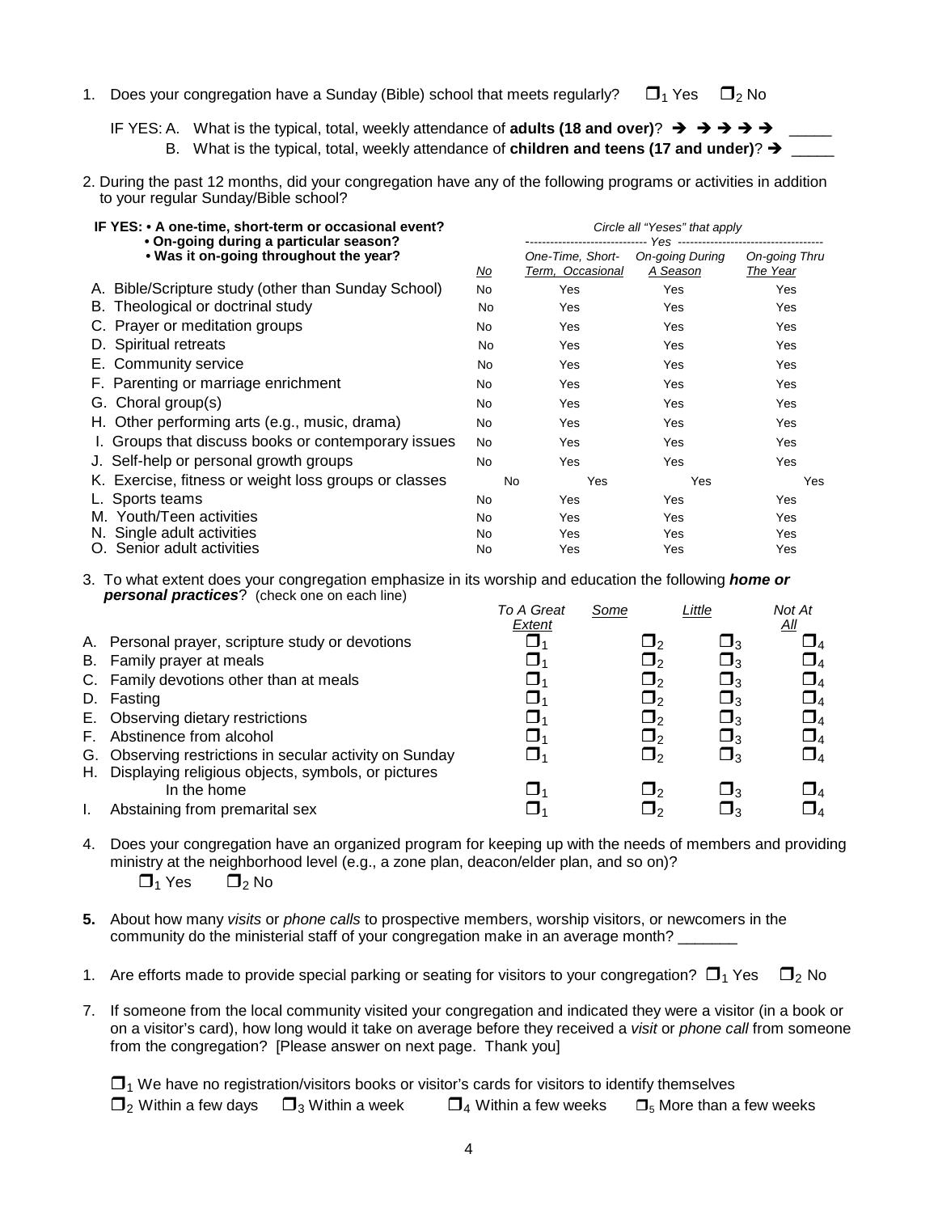1. Does your congregation have a Sunday (Bible) school that meets regularly? ❐[1] Yes ❐[2] No

   IF YES: A. What is the typical, total, weekly attendance of **adults (18 and over)**? ➔ ➔ ➔ ➔ ➔ _____

   B. What is the typical, total, weekly attendance of **children and teens (17 and under)**? ➔ _____

2. During the past 12 months, did your congregation have any of the following programs or activities in addition to your regular Sunday/Bible school?

| **IF YES: • A one-time, short-term or occasional event? • On-going during a particular season? • Was it on-going throughout the year?** | | *Circle all "Yeses" that apply* ------ *Yes* ------ | | |
|---|---|---|---|---|
| | *No* | *One-Time, Short-Term, Occasional* | *On-going During A Season* | *On-going Thru The Year* |
| A. Bible/Scripture study (other than Sunday School) | No | Yes | Yes | Yes |
| B. Theological or doctrinal study | No | Yes | Yes | Yes |
| C. Prayer or meditation groups | No | Yes | Yes | Yes |
| D. Spiritual retreats | No | Yes | Yes | Yes |
| E. Community service | No | Yes | Yes | Yes |
| F. Parenting or marriage enrichment | No | Yes | Yes | Yes |
| G. Choral group(s) | No | Yes | Yes | Yes |
| H. Other performing arts (e.g., music, drama) | No | Yes | Yes | Yes |
| I. Groups that discuss books or contemporary issues | No | Yes | Yes | Yes |
| J. Self-help or personal growth groups | No | Yes | Yes | Yes |
| K. Exercise, fitness or weight loss groups or classes | No | Yes | Yes | Yes |
| L. Sports teams | No | Yes | Yes | Yes |
| M. Youth/Teen activities | No | Yes | Yes | Yes |
| N. Single adult activities | No | Yes | Yes | Yes |
| O. Senior adult activities | No | Yes | Yes | Yes |

3. To what extent does your congregation emphasize in its worship and education the following ***home or personal practices***? (check one on each line)

| | *To A Great Extent* | *Some* | *Little* | *Not At All* |
|---|---|---|---|---|
| A. Personal prayer, scripture study or devotions | ❐[1] | ❐[2] | ❐[3] | ❐[4] |
| B. Family prayer at meals | ❐[1] | ❐[2] | ❐[3] | ❐[4] |
| C. Family devotions other than at meals | ❐[1] | ❐[2] | ❐[3] | ❐[4] |
| D. Fasting | ❐[1] | ❐[2] | ❐[3] | ❐[4] |
| E. Observing dietary restrictions | ❐[1] | ❐[2] | ❐[3] | ❐[4] |
| F. Abstinence from alcohol | ❐[1] | ❐[2] | ❐[3] | ❐[4] |
| G. Observing restrictions in secular activity on Sunday | ❐[1] | ❐[2] | ❐[3] | ❐[4] |
| H. Displaying religious objects, symbols, or pictures In the home | ❐[1] | ❐[2] | ❐[3] | ❐[4] |
| I. Abstaining from premarital sex | ❐[1] | ❐[2] | ❐[3] | ❐[4] |

4. Does your congregation have an organized program for keeping up with the needs of members and providing ministry at the neighborhood level (e.g., a zone plan, deacon/elder plan, and so on)?

   ❐[1] Yes ❐[2] No

**5.** About how many *visits* or *phone calls* to prospective members, worship visitors, or newcomers in the community do the ministerial staff of your congregation make in an average month? _______

1. Are efforts made to provide special parking or seating for visitors to your congregation? ❐[1] Yes ❐[2] No

7. If someone from the local community visited your congregation and indicated they were a visitor (in a book or on a visitor's card), how long would it take on average before they received a *visit* or *phone call* from someone from the congregation? [Please answer on next page. Thank you]

   ❐[1] We have no registration/visitors books or visitor's cards for visitors to identify themselves

   ❐[2] Within a few days ❐[3] Within a week ❐[4] Within a few weeks ❐[5] More than a few weeks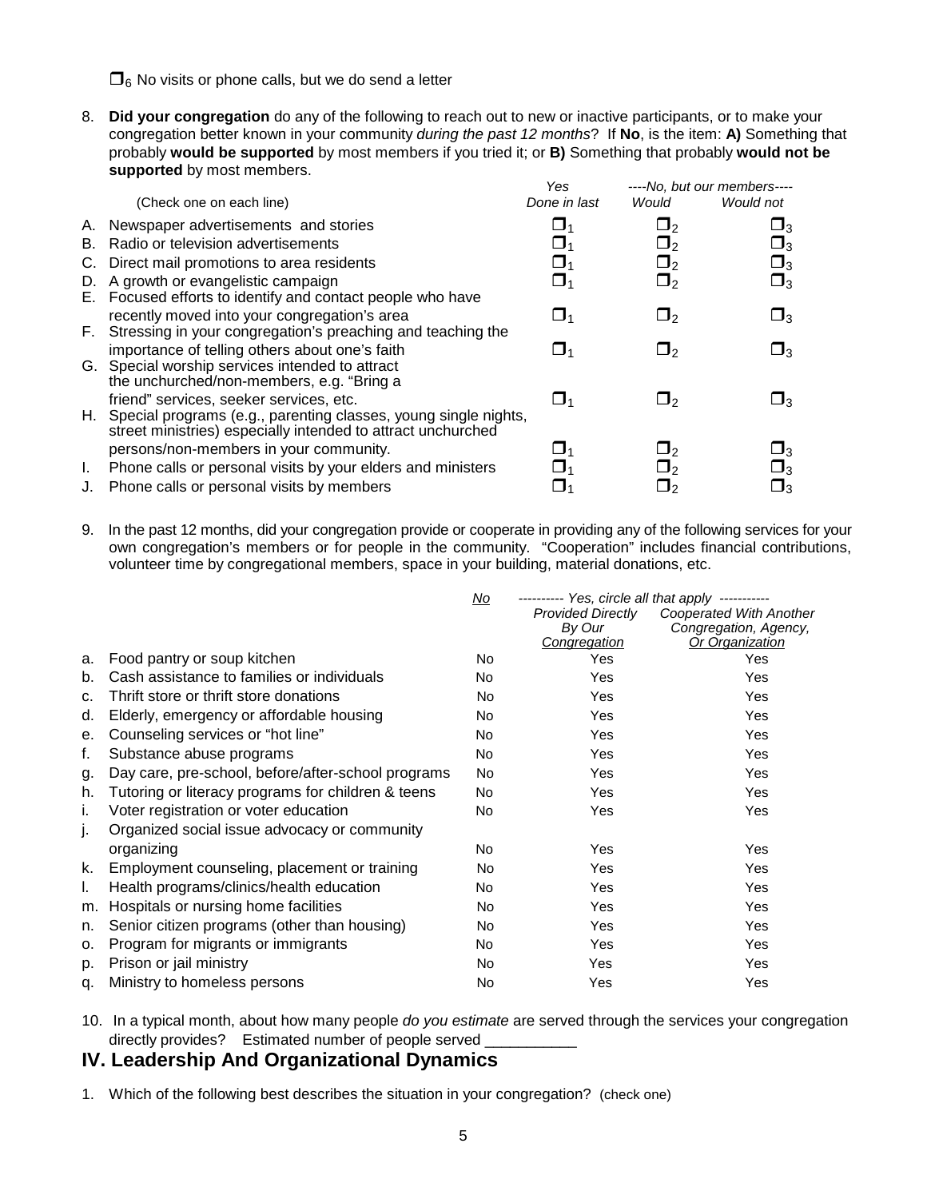❒6 No visits or phone calls, but we do send a letter

8. **Did your congregation** do any of the following to reach out to new or inactive participants, or to make your congregation better known in your community *during the past 12 months*? If **No**, is the item: **A)** Something that probably **would be supported** by most members if you tried it; or **B)** Something that probably **would not be supported** by most members.

| (Check one on each line) | *Yes* *Done in last* | *----No, but our members----* *Would* | *Would not* |
|---|---|---|---|
| A. Newspaper advertisements and stories | ❒1 | ❒2 | ❒3 |
| B. Radio or television advertisements | ❒1 | ❒2 | ❒3 |
| C. Direct mail promotions to area residents | ❒1 | ❒2 | ❒3 |
| D. A growth or evangelistic campaign | ❒1 | ❒2 | ❒3 |
| E. Focused efforts to identify and contact people who have recently moved into your congregation's area | ❒1 | ❒2 | ❒3 |
| F. Stressing in your congregation's preaching and teaching the importance of telling others about one's faith | ❒1 | ❒2 | ❒3 |
| G. Special worship services intended to attract the unchurched/non-members, e.g. "Bring a friend" services, seeker services, etc. | ❒1 | ❒2 | ❒3 |
| H. Special programs (e.g., parenting classes, young single nights, street ministries) especially intended to attract unchurched persons/non-members in your community. | ❒1 | ❒2 | ❒3 |
| I. Phone calls or personal visits by your elders and ministers | ❒1 | ❒2 | ❒3 |
| J. Phone calls or personal visits by members | ❒1 | ❒2 | ❒3 |

9. In the past 12 months, did your congregation provide or cooperate in providing any of the following services for your own congregation's members or for people in the community. "Cooperation" includes financial contributions, volunteer time by congregational members, space in your building, material donations, etc.

| | *No* | *---------- Yes, circle all that apply ----------* *Provided Directly By Our Congregation* | *Cooperated With Another Congregation, Agency, Or Organization* |
|---|---|---|---|
| a. Food pantry or soup kitchen | No | Yes | Yes |
| b. Cash assistance to families or individuals | No | Yes | Yes |
| c. Thrift store or thrift store donations | No | Yes | Yes |
| d. Elderly, emergency or affordable housing | No | Yes | Yes |
| e. Counseling services or "hot line" | No | Yes | Yes |
| f. Substance abuse programs | No | Yes | Yes |
| g. Day care, pre-school, before/after-school programs | No | Yes | Yes |
| h. Tutoring or literacy programs for children & teens | No | Yes | Yes |
| i. Voter registration or voter education | No | Yes | Yes |
| j. Organized social issue advocacy or community organizing | No | Yes | Yes |
| k. Employment counseling, placement or training | No | Yes | Yes |
| l. Health programs/clinics/health education | No | Yes | Yes |
| m. Hospitals or nursing home facilities | No | Yes | Yes |
| n. Senior citizen programs (other than housing) | No | Yes | Yes |
| o. Program for migrants or immigrants | No | Yes | Yes |
| p. Prison or jail ministry | No | Yes | Yes |
| q. Ministry to homeless persons | No | Yes | Yes |

10. In a typical month, about how many people *do you estimate* are served through the services your congregation directly provides? Estimated number of people served ___________

## IV. Leadership And Organizational Dynamics

1. Which of the following best describes the situation in your congregation? (check one)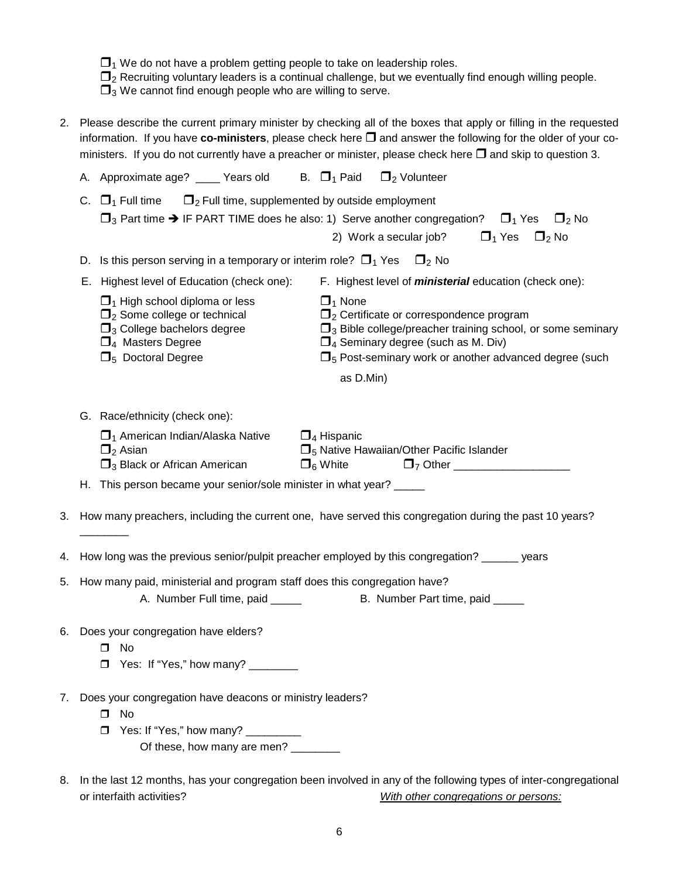- ☐$_1$ We do not have a problem getting people to take on leadership roles.
- ☐$_2$ Recruiting voluntary leaders is a continual challenge, but we eventually find enough willing people.
- ☐$_3$ We cannot find enough people who are willing to serve.

2. Please describe the current primary minister by checking all of the boxes that apply or filling in the requested information. If you have **co-ministers**, please check here ☐ and answer the following for the older of your co-ministers. If you do not currently have a preacher or minister, please check here ☐ and skip to question 3.

   A. Approximate age? ____ Years old     B. ☐$_1$ Paid   ☐$_2$ Volunteer

   C. ☐$_1$ Full time   ☐$_2$ Full time, supplemented by outside employment

   ☐$_3$ Part time ➔ IF PART TIME does he also: 1) Serve another congregation?  ☐$_1$ Yes  ☐$_2$ No

   2) Work a secular job?  ☐$_1$ Yes  ☐$_2$ No

   D. Is this person serving in a temporary or interim role? ☐$_1$ Yes  ☐$_2$ No

   E. Highest level of Education (check one):
   - ☐$_1$ High school diploma or less
   - ☐$_2$ Some college or technical
   - ☐$_3$ College bachelors degree
   - ☐$_4$ Masters Degree
   - ☐$_5$ Doctoral Degree

   F. Highest level of ***ministerial*** education (check one):
   - ☐$_1$ None
   - ☐$_2$ Certificate or correspondence program
   - ☐$_3$ Bible college/preacher training school, or some seminary
   - ☐$_4$ Seminary degree (such as M. Div)
   - ☐$_5$ Post-seminary work or another advanced degree (such as D.Min)

   G. Race/ethnicity (check one):
   - ☐$_1$ American Indian/Alaska Native
   - ☐$_2$ Asian
   - ☐$_3$ Black or African American
   - ☐$_4$ Hispanic
   - ☐$_5$ Native Hawaiian/Other Pacific Islander
   - ☐$_6$ White
   - ☐$_7$ Other ___________________

   H. This person became your senior/sole minister in what year? _____

3. How many preachers, including the current one, have served this congregation during the past 10 years? ________

4. How long was the previous senior/pulpit preacher employed by this congregation? ______ years

5. How many paid, ministerial and program staff does this congregation have?

   A. Number Full time, paid _____     B. Number Part time, paid _____

6. Does your congregation have elders?
   - ☐ No
   - ☐ Yes: If "Yes," how many? ________

7. Does your congregation have deacons or ministry leaders?
   - ☐ No
   - ☐ Yes: If "Yes," how many? _________
     Of these, how many are men? ________

8. In the last 12 months, has your congregation been involved in any of the following types of inter-congregational or interfaith activities?     *With other congregations or persons:*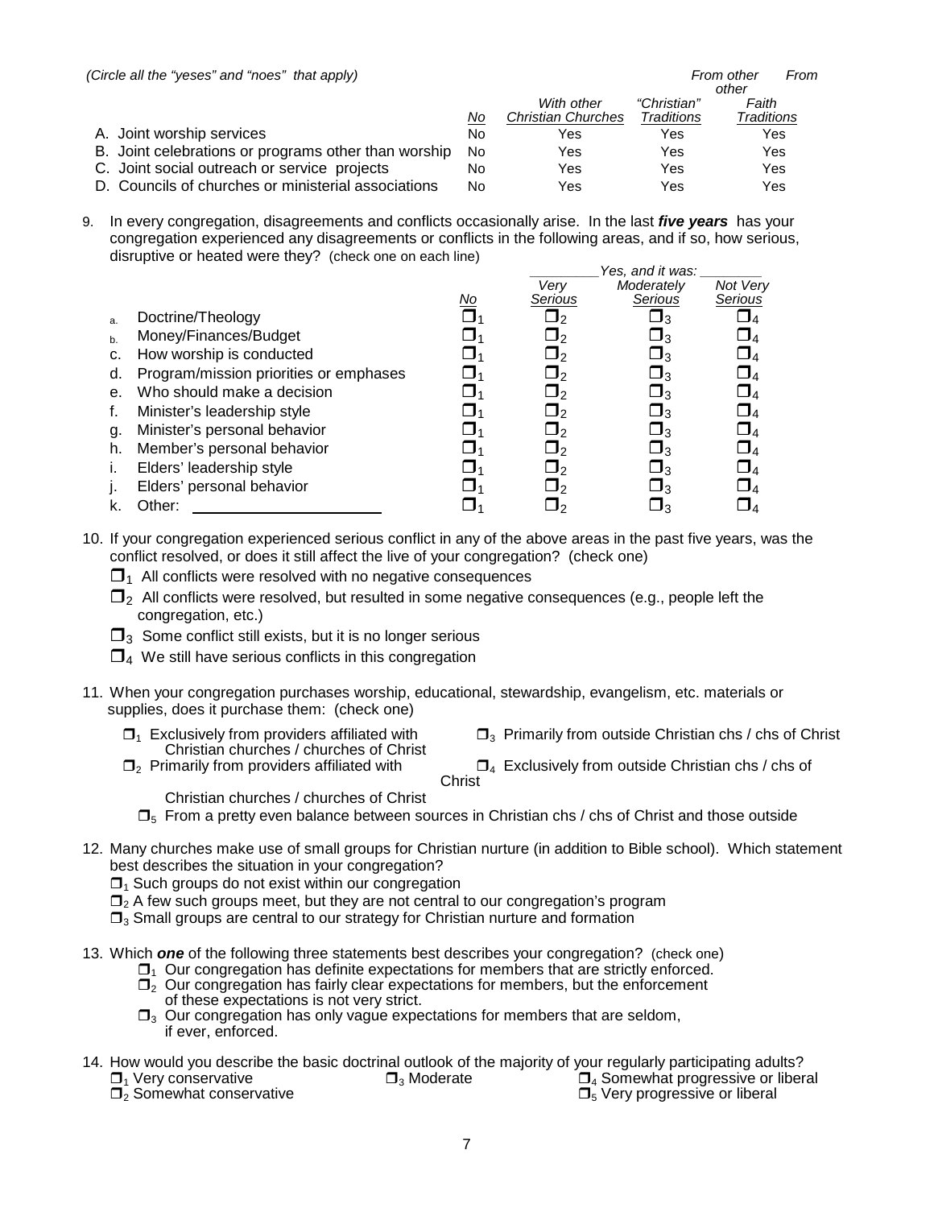(Circle all the "yeses" and "noes" that apply)

| | No | With other Christian Churches | From other "Christian" Traditions | From other Faith Traditions |
|---|---|---|---|---|
| A. Joint worship services | No | Yes | Yes | Yes |
| B. Joint celebrations or programs other than worship | No | Yes | Yes | Yes |
| C. Joint social outreach or service projects | No | Yes | Yes | Yes |
| D. Councils of churches or ministerial associations | No | Yes | Yes | Yes |

9. In every congregation, disagreements and conflicts occasionally arise. In the last ***five years*** has your congregation experienced any disagreements or conflicts in the following areas, and if so, how serious, disruptive or heated were they? (check one on each line)

| | | Yes, and it was: | | |
|---|---|---|---|---|
| | No | Very Serious | Moderately Serious | Not Very Serious |
| a. Doctrine/Theology | ❒1 | ❒2 | ❒3 | ❒4 |
| b. Money/Finances/Budget | ❒1 | ❒2 | ❒3 | ❒4 |
| c. How worship is conducted | ❒1 | ❒2 | ❒3 | ❒4 |
| d. Program/mission priorities or emphases | ❒1 | ❒2 | ❒3 | ❒4 |
| e. Who should make a decision | ❒1 | ❒2 | ❒3 | ❒4 |
| f. Minister's leadership style | ❒1 | ❒2 | ❒3 | ❒4 |
| g. Minister's personal behavior | ❒1 | ❒2 | ❒3 | ❒4 |
| h. Member's personal behavior | ❒1 | ❒2 | ❒3 | ❒4 |
| i. Elders' leadership style | ❒1 | ❒2 | ❒3 | ❒4 |
| j. Elders' personal behavior | ❒1 | ❒2 | ❒3 | ❒4 |
| k. Other: ____________ | ❒1 | ❒2 | ❒3 | ❒4 |

10. If your congregation experienced serious conflict in any of the above areas in the past five years, was the conflict resolved, or does it still affect the live of your congregation? (check one)
    - ❒1 All conflicts were resolved with no negative consequences
    - ❒2 All conflicts were resolved, but resulted in some negative consequences (e.g., people left the congregation, etc.)
    - ❒3 Some conflict still exists, but it is no longer serious
    - ❒4 We still have serious conflicts in this congregation

11. When your congregation purchases worship, educational, stewardship, evangelism, etc. materials or supplies, does it purchase them: (check one)
    - ❒1 Exclusively from providers affiliated with Christian churches / churches of Christ
    - ❒2 Primarily from providers affiliated with Christian churches / churches of Christ
    - ❒3 Primarily from outside Christian chs / chs of Christ
    - ❒4 Exclusively from outside Christian chs / chs of Christ
    - ❒5 From a pretty even balance between sources in Christian chs / chs of Christ and those outside

12. Many churches make use of small groups for Christian nurture (in addition to Bible school). Which statement best describes the situation in your congregation?
    - ❒1 Such groups do not exist within our congregation
    - ❒2 A few such groups meet, but they are not central to our congregation's program
    - ❒3 Small groups are central to our strategy for Christian nurture and formation

13. Which ***one*** of the following three statements best describes your congregation? (check one)
    - ❒1 Our congregation has definite expectations for members that are strictly enforced.
    - ❒2 Our congregation has fairly clear expectations for members, but the enforcement of these expectations is not very strict.
    - ❒3 Our congregation has only vague expectations for members that are seldom, if ever, enforced.

14. How would you describe the basic doctrinal outlook of the majority of your regularly participating adults?
    - ❒1 Very conservative
    - ❒2 Somewhat conservative
    - ❒3 Moderate
    - ❒4 Somewhat progressive or liberal
    - ❒5 Very progressive or liberal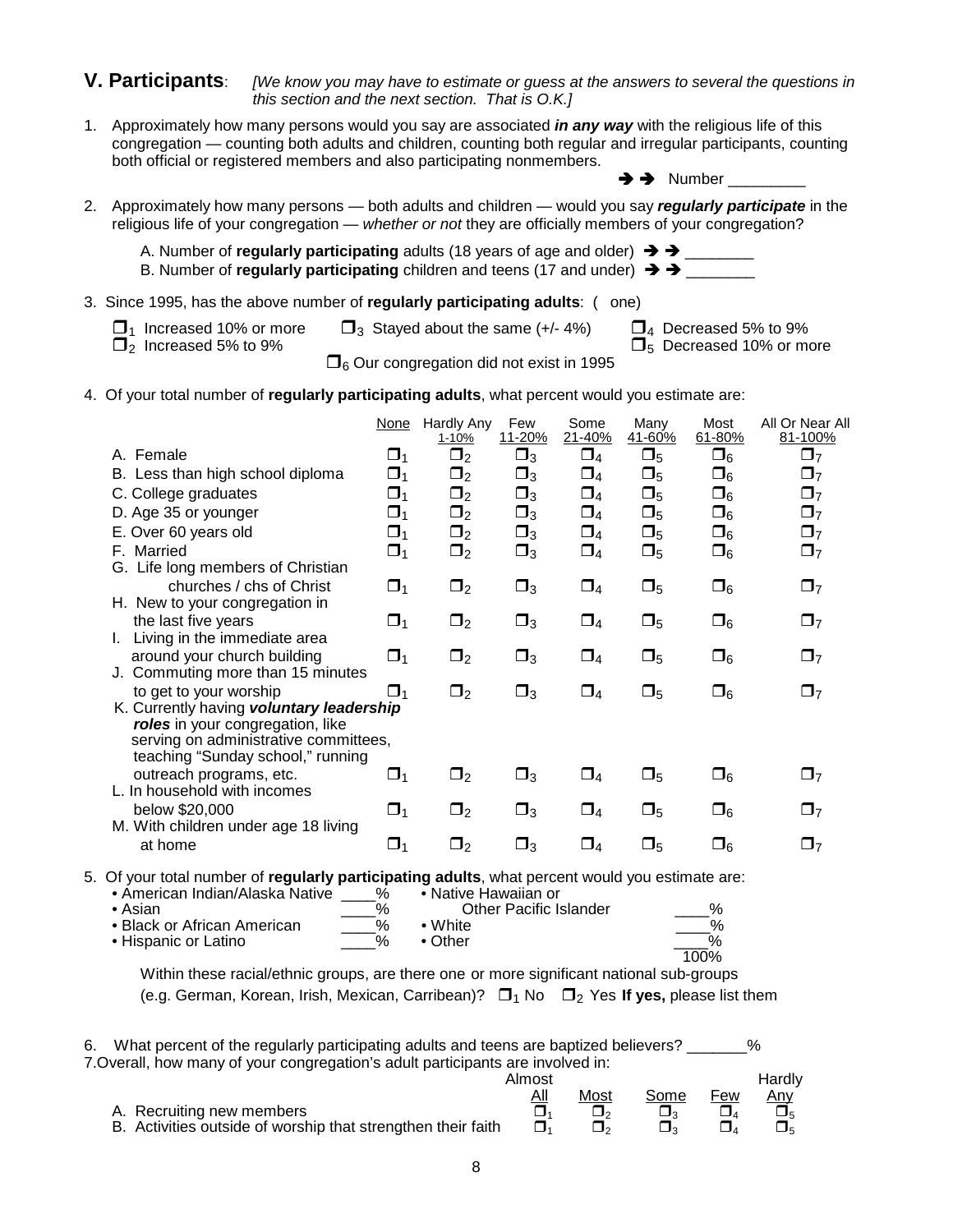## V. Participants:

*[We know you may have to estimate or guess at the answers to several the questions in this section and the next section. That is O.K.]*

1. Approximately how many persons would you say are associated ***in any way*** with the religious life of this congregation — counting both adults and children, counting both regular and irregular participants, counting both official or registered members and also participating nonmembers.

   ➔ ➔ Number _________

2. Approximately how many persons — both adults and children — would you say ***regularly participate*** in the religious life of your congregation — *whether or not* they are officially members of your congregation?

   A. Number of **regularly participating** adults (18 years of age and older) ➔ ➔ ________

   B. Number of **regularly participating** children and teens (17 and under) ➔ ➔ ________

3. Since 1995, has the above number of **regularly participating adults**: ( one)

   ❒1 Increased 10% or more
   ❒2 Increased 5% to 9%
   ❒3 Stayed about the same (+/- 4%)
   ❒4 Decreased 5% to 9%
   ❒5 Decreased 10% or more
   ❒6 Our congregation did not exist in 1995

4. Of your total number of **regularly participating adults**, what percent would you estimate are:

| | None | Hardly Any 1-10% | Few 11-20% | Some 21-40% | Many 41-60% | Most 61-80% | All Or Near All 81-100% |
|---|---|---|---|---|---|---|---|
| A. Female | ❒1 | ❒2 | ❒3 | ❒4 | ❒5 | ❒6 | ❒7 |
| B. Less than high school diploma | ❒1 | ❒2 | ❒3 | ❒4 | ❒5 | ❒6 | ❒7 |
| C. College graduates | ❒1 | ❒2 | ❒3 | ❒4 | ❒5 | ❒6 | ❒7 |
| D. Age 35 or younger | ❒1 | ❒2 | ❒3 | ❒4 | ❒5 | ❒6 | ❒7 |
| E. Over 60 years old | ❒1 | ❒2 | ❒3 | ❒4 | ❒5 | ❒6 | ❒7 |
| F. Married | ❒1 | ❒2 | ❒3 | ❒4 | ❒5 | ❒6 | ❒7 |
| G. Life long members of Christian churches / chs of Christ | ❒1 | ❒2 | ❒3 | ❒4 | ❒5 | ❒6 | ❒7 |
| H. New to your congregation in the last five years | ❒1 | ❒2 | ❒3 | ❒4 | ❒5 | ❒6 | ❒7 |
| I. Living in the immediate area around your church building | ❒1 | ❒2 | ❒3 | ❒4 | ❒5 | ❒6 | ❒7 |
| J. Commuting more than 15 minutes to get to your worship | ❒1 | ❒2 | ❒3 | ❒4 | ❒5 | ❒6 | ❒7 |
| K. Currently having ***voluntary leadership roles*** in your congregation, like serving on administrative committees, teaching "Sunday school," running outreach programs, etc. | ❒1 | ❒2 | ❒3 | ❒4 | ❒5 | ❒6 | ❒7 |
| L. In household with incomes below $20,000 | ❒1 | ❒2 | ❒3 | ❒4 | ❒5 | ❒6 | ❒7 |
| M. With children under age 18 living at home | ❒1 | ❒2 | ❒3 | ❒4 | ❒5 | ❒6 | ❒7 |

5. Of your total number of **regularly participating adults**, what percent would you estimate are:

   - American Indian/Alaska Native ____%
   - Asian ____%
   - Black or African American ____%
   - Hispanic or Latino ____%
   - Native Hawaiian or Other Pacific Islander ____%
   - White ____%
   - Other ____%

   100%

   Within these racial/ethnic groups, are there one or more significant national sub-groups (e.g. German, Korean, Irish, Mexican, Carribean)? ❒1 No ❒2 Yes **If yes,** please list them

6. What percent of the regularly participating adults and teens are baptized believers? _______%

7. Overall, how many of your congregation's adult participants are involved in:

| | Almost All | Most | Some | Few | Hardly Any |
|---|---|---|---|---|---|
| A. Recruiting new members | ❒1 | ❒2 | ❒3 | ❒4 | ❒5 |
| B. Activities outside of worship that strengthen their faith | ❒1 | ❒2 | ❒3 | ❒4 | ❒5 |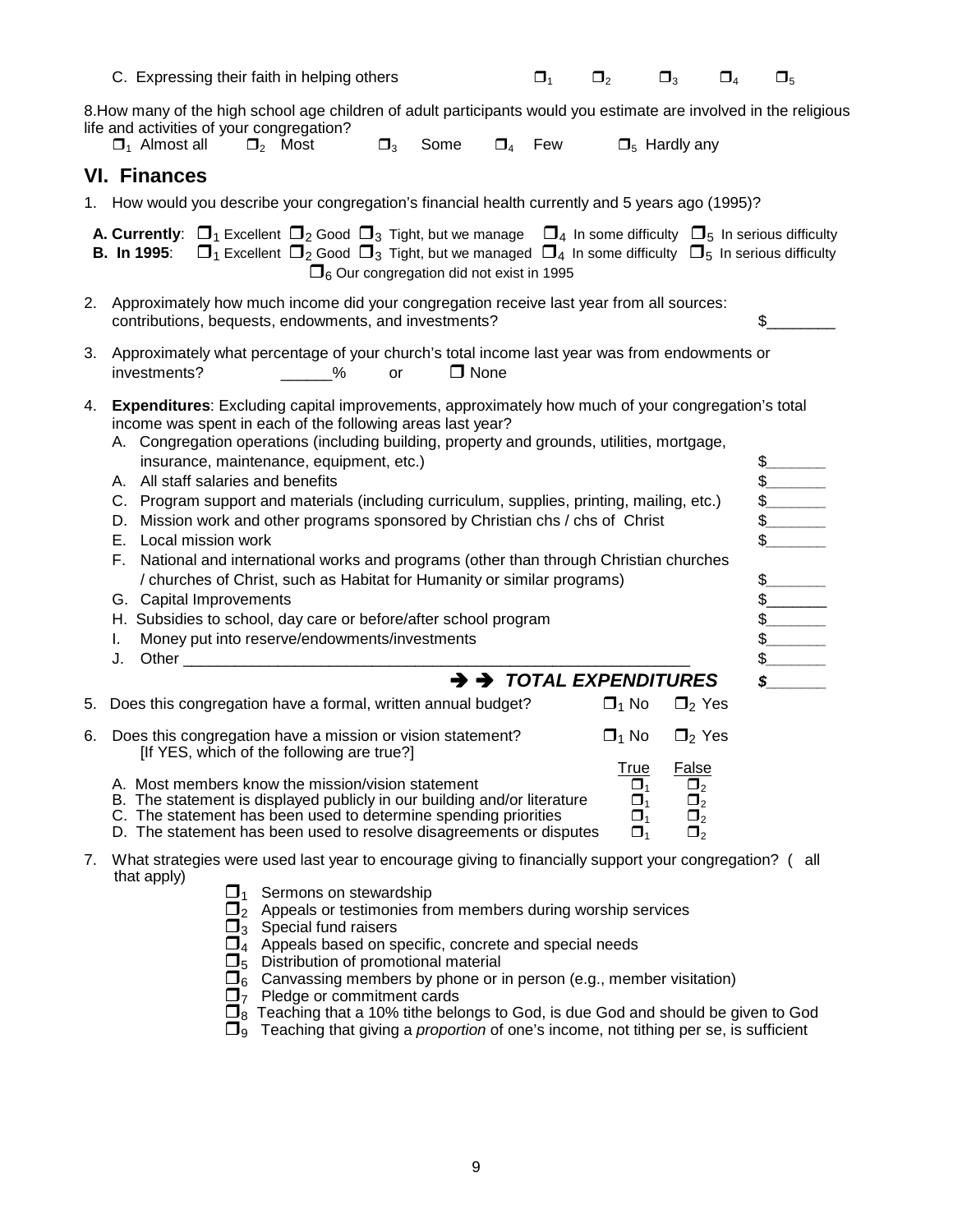C. Expressing their faith in helping others ❒1 ❒2 ❒3 ❒4 ❒5

8.How many of the high school age children of adult participants would you estimate are involved in the religious life and activities of your congregation?
❒1 Almost all ❒2 Most ❒3 Some ❒4 Few ❒5 Hardly any

## VI. Finances

1. How would you describe your congregation's financial health currently and 5 years ago (1995)?

**A. Currently**: ❒1 Excellent ❒2 Good ❒3 Tight, but we manage ❒4 In some difficulty ❒5 In serious difficulty
**B. In 1995**: ❒1 Excellent ❒2 Good ❒3 Tight, but we managed ❒4 In some difficulty ❒5 In serious difficulty
❒6 Our congregation did not exist in 1995

2. Approximately how much income did your congregation receive last year from all sources: contributions, bequests, endowments, and investments? $________

3. Approximately what percentage of your church's total income last year was from endowments or investments? ______% or ❒ None

4. **Expenditures**: Excluding capital improvements, approximately how much of your congregation's total income was spent in each of the following areas last year?
   - A. Congregation operations (including building, property and grounds, utilities, mortgage, insurance, maintenance, equipment, etc.) $_______
   - A. All staff salaries and benefits $_______
   - C. Program support and materials (including curriculum, supplies, printing, mailing, etc.) $_______
   - D. Mission work and other programs sponsored by Christian chs / chs of Christ $_______
   - E. Local mission work $_______
   - F. National and international works and programs (other than through Christian churches / churches of Christ, such as Habitat for Humanity or similar programs) $_______
   - G. Capital Improvements $_______
   - H. Subsidies to school, day care or before/after school program $_______
   - I. Money put into reserve/endowments/investments $_______
   - J. Other ___________________________________________________________ $_______

   ➔ ➔ ***TOTAL EXPENDITURES*** ***$_______***

5. Does this congregation have a formal, written annual budget? ❒1 No ❒2 Yes

6. Does this congregation have a mission or vision statement? ❒1 No ❒2 Yes
   [If YES, which of the following are true?]

| | True | False |
|---|---|---|
| A. Most members know the mission/vision statement | ❒1 | ❒2 |
| B. The statement is displayed publicly in our building and/or literature | ❒1 | ❒2 |
| C. The statement has been used to determine spending priorities | ❒1 | ❒2 |
| D. The statement has been used to resolve disagreements or disputes | ❒1 | ❒2 |

7. What strategies were used last year to encourage giving to financially support your congregation? ( all that apply)
   - ❒1 Sermons on stewardship
   - ❒2 Appeals or testimonies from members during worship services
   - ❒3 Special fund raisers
   - ❒4 Appeals based on specific, concrete and special needs
   - ❒5 Distribution of promotional material
   - ❒6 Canvassing members by phone or in person (e.g., member visitation)
   - ❒7 Pledge or commitment cards
   - ❒8 Teaching that a 10% tithe belongs to God, is due God and should be given to God
   - ❒9 Teaching that giving a *proportion* of one's income, not tithing per se, is sufficient